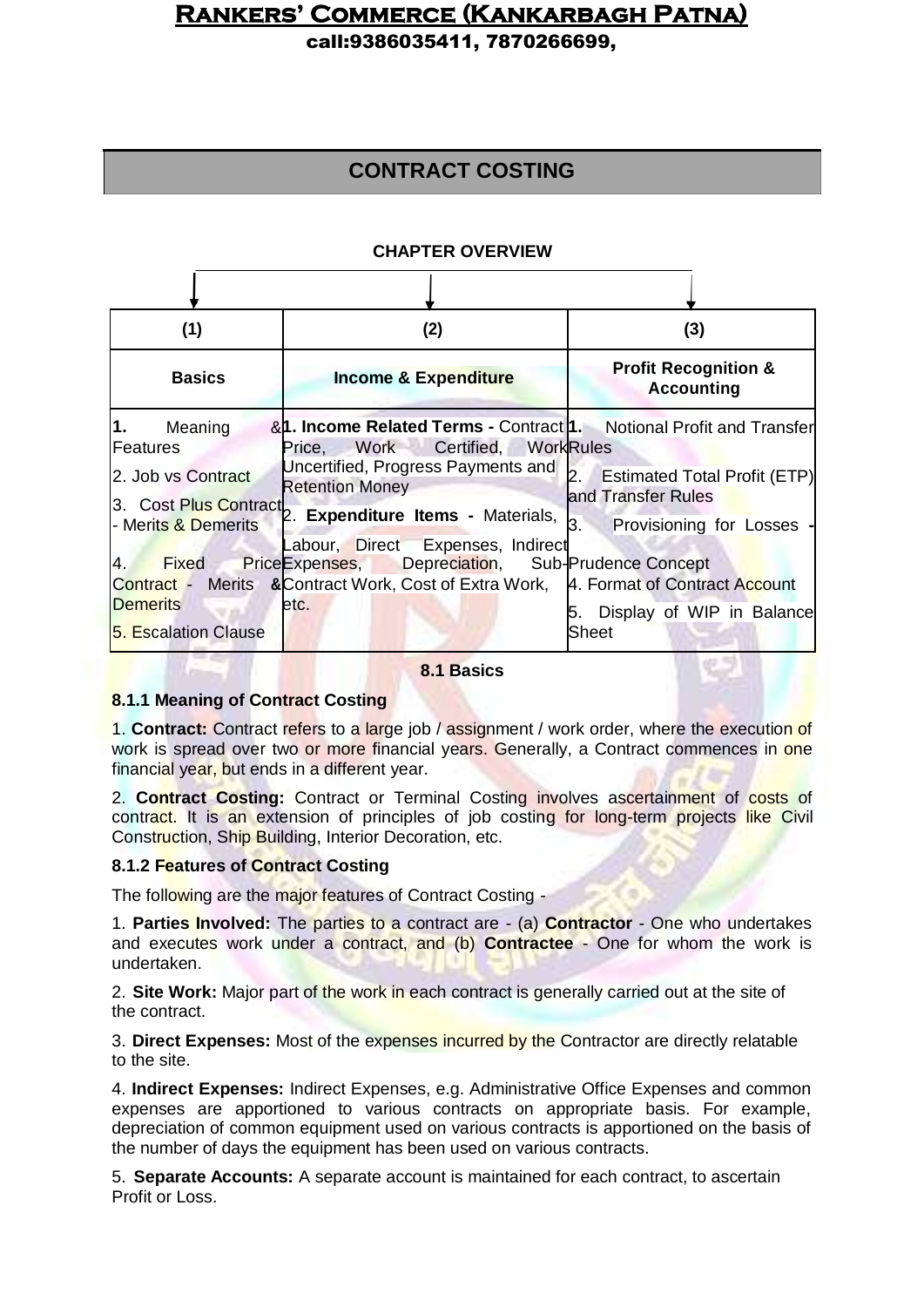# CONTRACT COSTING

**CHAPTER OVERVIEW**

| (1) | (2) | (3) |
|---|---|---|
| **Basics** | **Income & Expenditure** | **Profit Recognition & Accounting** |
| 1. Meaning & Features<br>2. Job vs Contract<br>3. Cost Plus Contract - Merits & Demerits<br>4. Fixed Price Contract - Merits & Demerits<br>5. Escalation Clause | **1. Income Related Terms -** Contract Price, Work Certified, Work Uncertified, Progress Payments and Retention Money<br>2. **Expenditure Items -** Materials, Labour, Direct Expenses, Indirect Expenses, Depreciation, Sub-Contract Work, Cost of Extra Work, etc. | 1. Notional Profit and Transfer Rules<br>2. Estimated Total Profit (ETP) and Transfer Rules<br>3. Provisioning for Losses - Prudence Concept<br>4. Format of Contract Account<br>5. Display of WIP in Balance Sheet |

## 8.1 Basics

### 8.1.1 Meaning of Contract Costing

1. **Contract:** Contract refers to a large job / assignment / work order, where the execution of work is spread over two or more financial years. Generally, a Contract commences in one financial year, but ends in a different year.

2. **Contract Costing:** Contract or Terminal Costing involves ascertainment of costs of contract. It is an extension of principles of job costing for long-term projects like Civil Construction, Ship Building, Interior Decoration, etc.

### 8.1.2 Features of Contract Costing

The following are the major features of Contract Costing -

1. **Parties Involved:** The parties to a contract are - (a) **Contractor** - One who undertakes and executes work under a contract, and (b) **Contractee** - One for whom the work is undertaken.

2. **Site Work:** Major part of the work in each contract is generally carried out at the site of the contract.

3. **Direct Expenses:** Most of the expenses incurred by the Contractor are directly relatable to the site.

4. **Indirect Expenses:** Indirect Expenses, e.g. Administrative Office Expenses and common expenses are apportioned to various contracts on appropriate basis. For example, depreciation of common equipment used on various contracts is apportioned on the basis of the number of days the equipment has been used on various contracts.

5. **Separate Accounts:** A separate account is maintained for each contract, to ascertain Profit or Loss.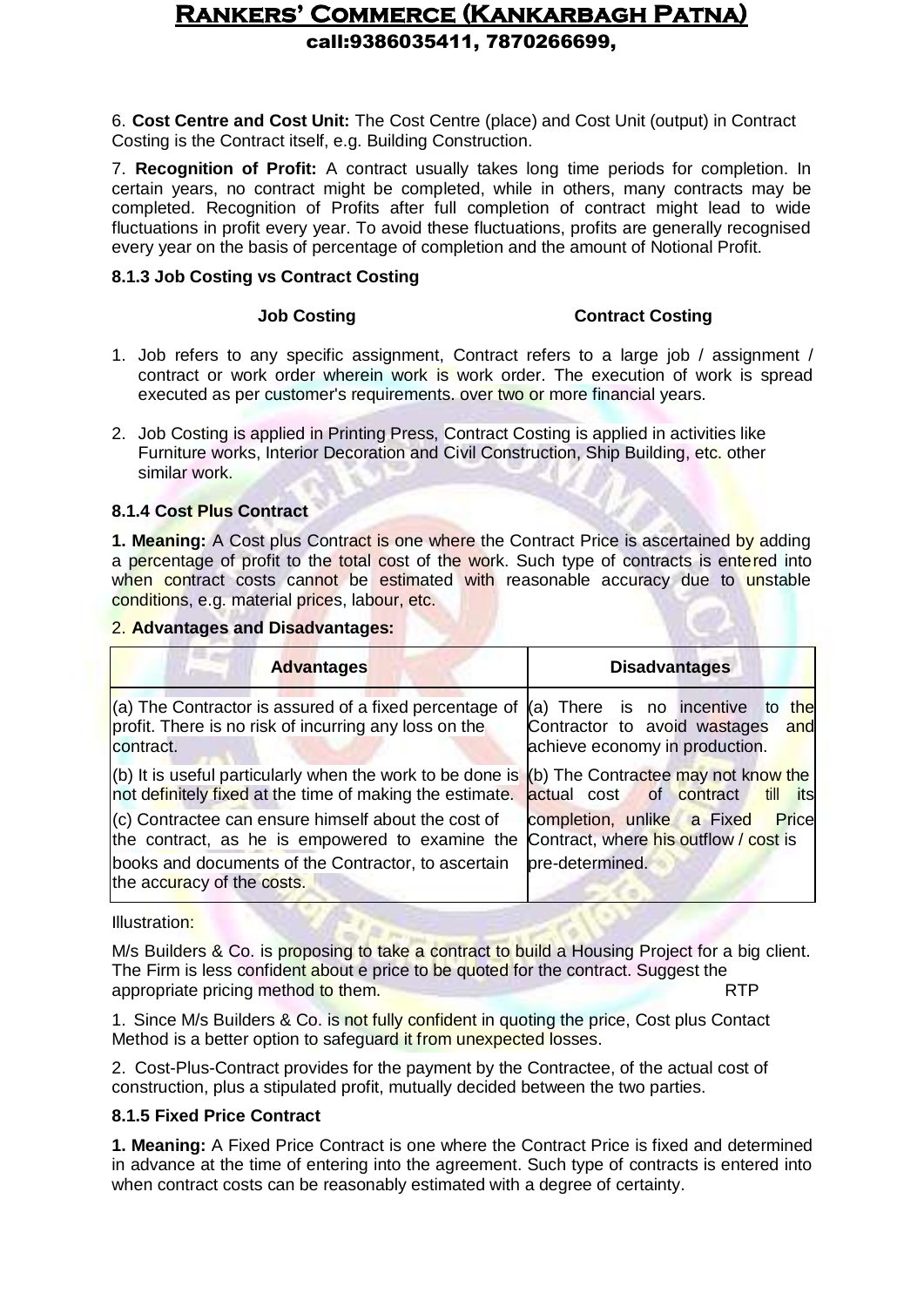6. **Cost Centre and Cost Unit:** The Cost Centre (place) and Cost Unit (output) in Contract Costing is the Contract itself, e.g. Building Construction.

7. **Recognition of Profit:** A contract usually takes long time periods for completion. In certain years, no contract might be completed, while in others, many contracts may be completed. Recognition of Profits after full completion of contract might lead to wide fluctuations in profit every year. To avoid these fluctuations, profits are generally recognised every year on the basis of percentage of completion and the amount of Notional Profit.

### 8.1.3 Job Costing vs Contract Costing

| Job Costing | Contract Costing |
|---|---|
| 1. Job refers to any specific assignment, work order wherein work is executed as per customer's requirements. | Contract refers to a large job / assignment / contract or work order. The execution of work is spread over two or more financial years. |
| 2. Job Costing is applied in Printing Press, Furniture works, Interior Decoration and other similar work. | Contract Costing is applied in activities like Civil Construction, Ship Building, etc. |

### 8.1.4 Cost Plus Contract

**1. Meaning:** A Cost plus Contract is one where the Contract Price is ascertained by adding a percentage of profit to the total cost of the work. Such type of contracts is entered into when contract costs cannot be estimated with reasonable accuracy due to unstable conditions, e.g. material prices, labour, etc.

2. **Advantages and Disadvantages:**

| Advantages | Disadvantages |
|---|---|
| (a) The Contractor is assured of a fixed percentage of profit. There is no risk of incurring any loss on the contract. | (a) There is no incentive to the Contractor to avoid wastages and achieve economy in production. |
| (b) It is useful particularly when the work to be done is not definitely fixed at the time of making the estimate. | (b) The Contractee may not know the actual cost of contract till its completion, unlike a Fixed Price Contract, where his outflow / cost is pre-determined. |
| (c) Contractee can ensure himself about the cost of the contract, as he is empowered to examine the books and documents of the Contractor, to ascertain the accuracy of the costs. | |

Illustration:

M/s Builders & Co. is proposing to take a contract to build a Housing Project for a big client. The Firm is less confident about e price to be quoted for the contract. Suggest the appropriate pricing method to them. RTP

1. Since M/s Builders & Co. is not fully confident in quoting the price, Cost plus Contact Method is a better option to safeguard it from unexpected losses.

2. Cost-Plus-Contract provides for the payment by the Contractee, of the actual cost of construction, plus a stipulated profit, mutually decided between the two parties.

### 8.1.5 Fixed Price Contract

**1. Meaning:** A Fixed Price Contract is one where the Contract Price is fixed and determined in advance at the time of entering into the agreement. Such type of contracts is entered into when contract costs can be reasonably estimated with a degree of certainty.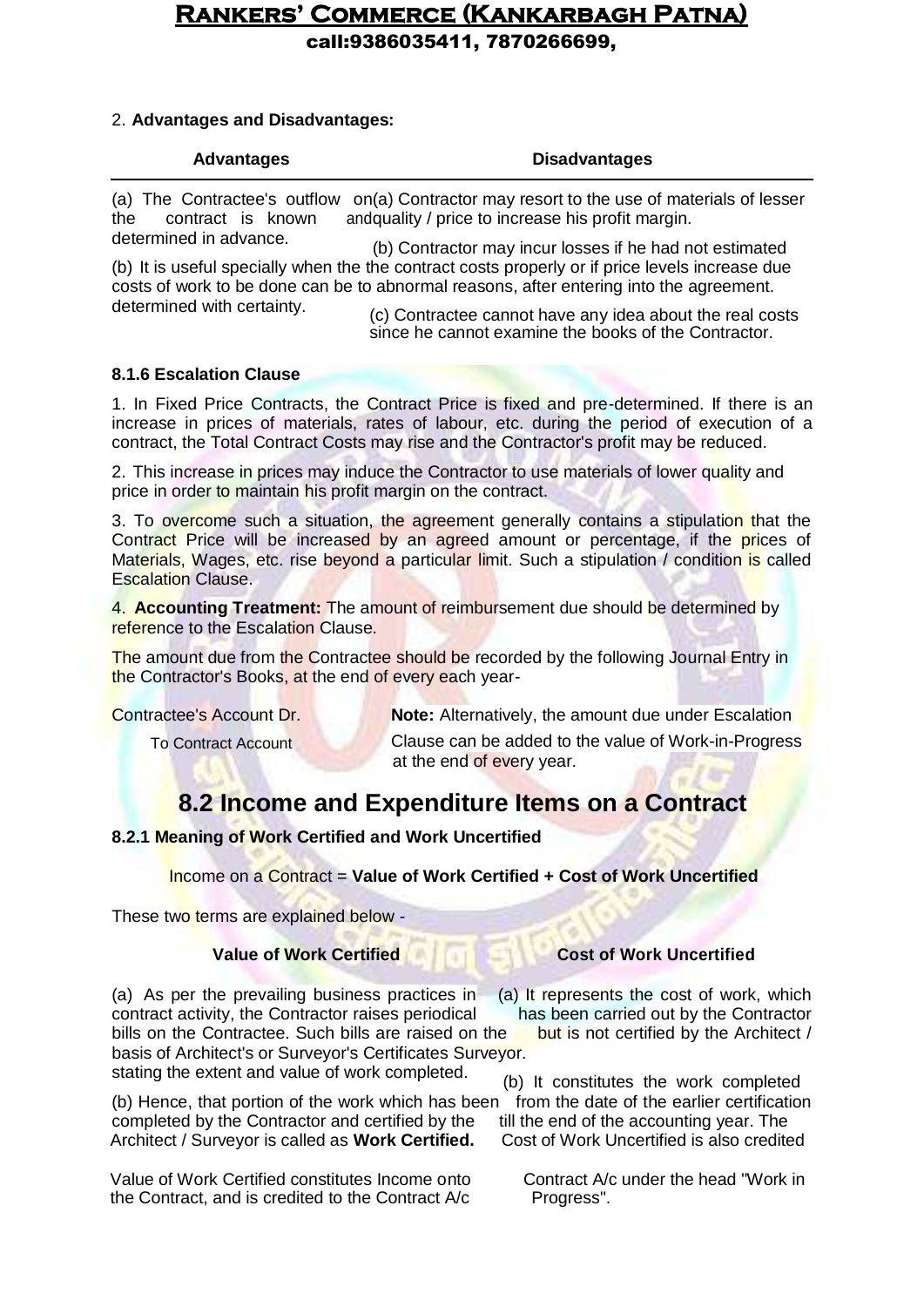2. **Advantages and Disadvantages:**

| Advantages | Disadvantages |
|---|---|
| (a) The Contractee's outflow on the contract is known and determined in advance. | (a) Contractor may resort to the use of materials of lesser quality / price to increase his profit margin. |
| (b) It is useful specially when the costs of work to be done can be determined with certainty. | (b) Contractor may incur losses if he had not estimated the contract costs properly or if price levels increase due to abnormal reasons, after entering into the agreement. |
| | (c) Contractee cannot have any idea about the real costs since he cannot examine the books of the Contractor. |

**8.1.6 Escalation Clause**

1. In Fixed Price Contracts, the Contract Price is fixed and pre-determined. If there is an increase in prices of materials, rates of labour, etc. during the period of execution of a contract, the Total Contract Costs may rise and the Contractor's profit may be reduced.

2. This increase in prices may induce the Contractor to use materials of lower quality and price in order to maintain his profit margin on the contract.

3. To overcome such a situation, the agreement generally contains a stipulation that the Contract Price will be increased by an agreed amount or percentage, if the prices of Materials, Wages, etc. rise beyond a particular limit. Such a stipulation / condition is called Escalation Clause.

4. **Accounting Treatment:** The amount of reimbursement due should be determined by reference to the Escalation Clause.

The amount due from the Contractee should be recorded by the following Journal Entry in the Contractor's Books, at the end of every each year-

Contractee's Account Dr.
    To Contract Account

**Note:** Alternatively, the amount due under Escalation Clause can be added to the value of Work-in-Progress at the end of every year.

## 8.2 Income and Expenditure Items on a Contract

**8.2.1 Meaning of Work Certified and Work Uncertified**

Income on a Contract = **Value of Work Certified + Cost of Work Uncertified**

These two terms are explained below -

| Value of Work Certified | Cost of Work Uncertified |
|---|---|
| (a) As per the prevailing business practices in contract activity, the Contractor raises periodical bills on the Contractee. Such bills are raised on the basis of Architect's or Surveyor's Certificates stating the extent and value of work completed. | (a) It represents the cost of work, which has been carried out by the Contractor but is not certified by the Architect / Surveyor. |
| (b) Hence, that portion of the work which has been completed by the Contractor and certified by the Architect / Surveyor is called as **Work Certified.** Value of Work Certified constitutes Income onto the Contract, and is credited to the Contract A/c | (b) It constitutes the work completed from the date of the earlier certification till the end of the accounting year. The Cost of Work Uncertified is also credited Contract A/c under the head "Work in Progress". |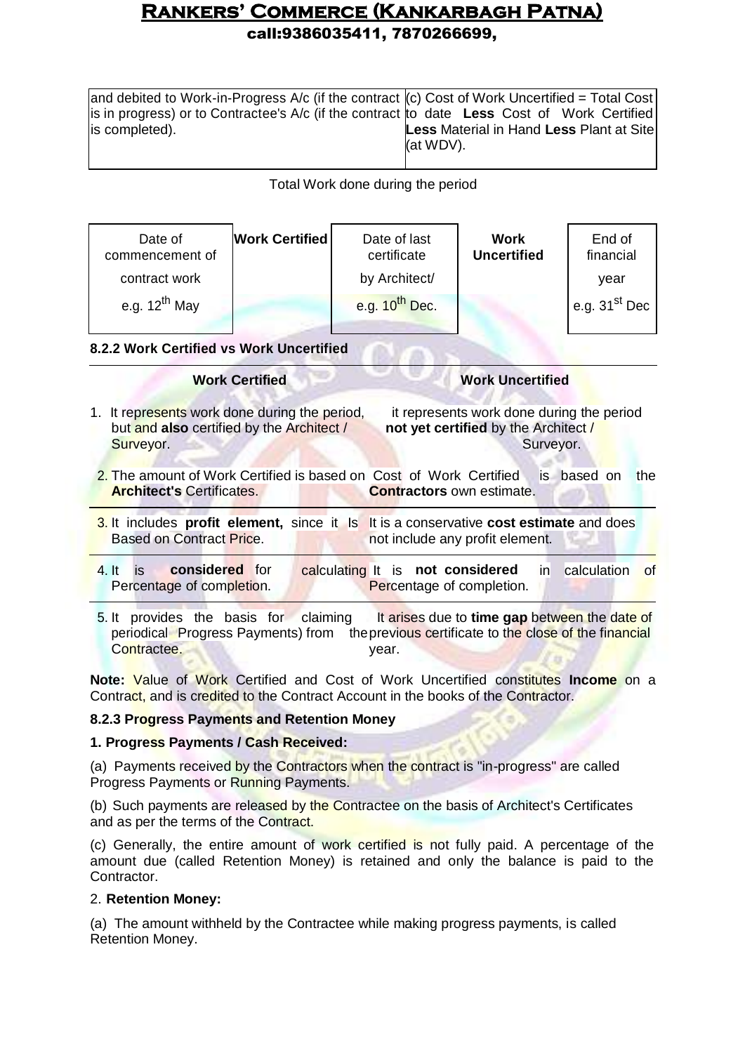| and debited to Work-in-Progress A/c (if the contract is in progress) or to Contractee's A/c (if the contract is completed). | (c) Cost of Work Uncertified = Total Cost to date **Less** Cost of Work Certified **Less** Material in Hand **Less** Plant at Site (at WDV). |
|---|---|

Total Work done during the period

| Date of commencement of contract work e.g. 12th May | **Work Certified** | Date of last certificate by Architect/ e.g. 10th Dec. | **Work Uncertified** | End of financial year e.g. 31st Dec |
|---|---|---|---|---|

**8.2.2 Work Certified vs Work Uncertified**

| Work Certified | Work Uncertified |
|---|---|
| 1. It represents work done during the period, but and **also** certified by the Architect / Surveyor. | it represents work done during the period **not yet certified** by the Architect / Surveyor. |
| 2. The amount of Work Certified is based on **Architect's** Certificates. | Cost of Work Certified is based on the **Contractors** own estimate. |
| 3. It includes **profit element,** since it Is Based on Contract Price. | It is a conservative **cost estimate** and does not include any profit element. |
| 4. It is **considered** for calculating Percentage of completion. | It is **not considered** in calculation of Percentage of completion. |
| 5. It provides the basis for claiming periodical Progress Payments) from the Contractee. | It arises due to **time gap** between the date of previous certificate to the close of the financial year. |

**Note:** Value of Work Certified and Cost of Work Uncertified constitutes **Income** on a Contract, and is credited to the Contract Account in the books of the Contractor.

**8.2.3 Progress Payments and Retention Money**

**1. Progress Payments / Cash Received:**

(a) Payments received by the Contractors when the contract is "in-progress" are called Progress Payments or Running Payments.

(b) Such payments are released by the Contractee on the basis of Architect's Certificates and as per the terms of the Contract.

(c) Generally, the entire amount of work certified is not fully paid. A percentage of the amount due (called Retention Money) is retained and only the balance is paid to the Contractor.

2. **Retention Money:**

(a) The amount withheld by the Contractee while making progress payments, is called Retention Money.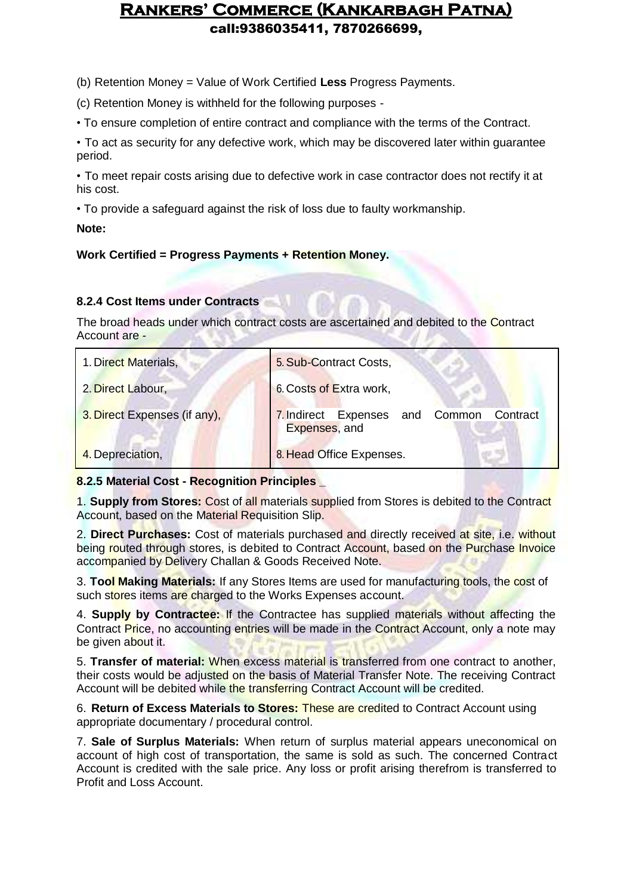(b) Retention Money = Value of Work Certified **Less** Progress Payments.

(c) Retention Money is withheld for the following purposes -

• To ensure completion of entire contract and compliance with the terms of the Contract.

• To act as security for any defective work, which may be discovered later within guarantee period.

• To meet repair costs arising due to defective work in case contractor does not rectify it at his cost.

• To provide a safeguard against the risk of loss due to faulty workmanship.

**Note:**

**Work Certified = Progress Payments + Retention Money.**

#### 8.2.4 Cost Items under Contracts

The broad heads under which contract costs are ascertained and debited to the Contract Account are -

| | |
|---|---|
| 1. Direct Materials, | 5. Sub-Contract Costs, |
| 2. Direct Labour, | 6. Costs of Extra work, |
| 3. Direct Expenses (if any), | 7. Indirect Expenses and Common Contract Expenses, and |
| 4. Depreciation, | 8. Head Office Expenses. |

#### 8.2.5 Material Cost - Recognition Principles _

1. **Supply from Stores:** Cost of all materials supplied from Stores is debited to the Contract Account, based on the Material Requisition Slip.

2. **Direct Purchases:** Cost of materials purchased and directly received at site, i.e. without being routed through stores, is debited to Contract Account, based on the Purchase Invoice accompanied by Delivery Challan & Goods Received Note.

3. **Tool Making Materials:** If any Stores Items are used for manufacturing tools, the cost of such stores items are charged to the Works Expenses account.

4. **Supply by Contractee:** If the Contractee has supplied materials without affecting the Contract Price, no accounting entries will be made in the Contract Account, only a note may be given about it.

5. **Transfer of material:** When excess material is transferred from one contract to another, their costs would be adjusted on the basis of Material Transfer Note. The receiving Contract Account will be debited while the transferring Contract Account will be credited.

6. **Return of Excess Materials to Stores:** These are credited to Contract Account using appropriate documentary / procedural control.

7. **Sale of Surplus Materials:** When return of surplus material appears uneconomical on account of high cost of transportation, the same is sold as such. The concerned Contract Account is credited with the sale price. Any loss or profit arising therefrom is transferred to Profit and Loss Account.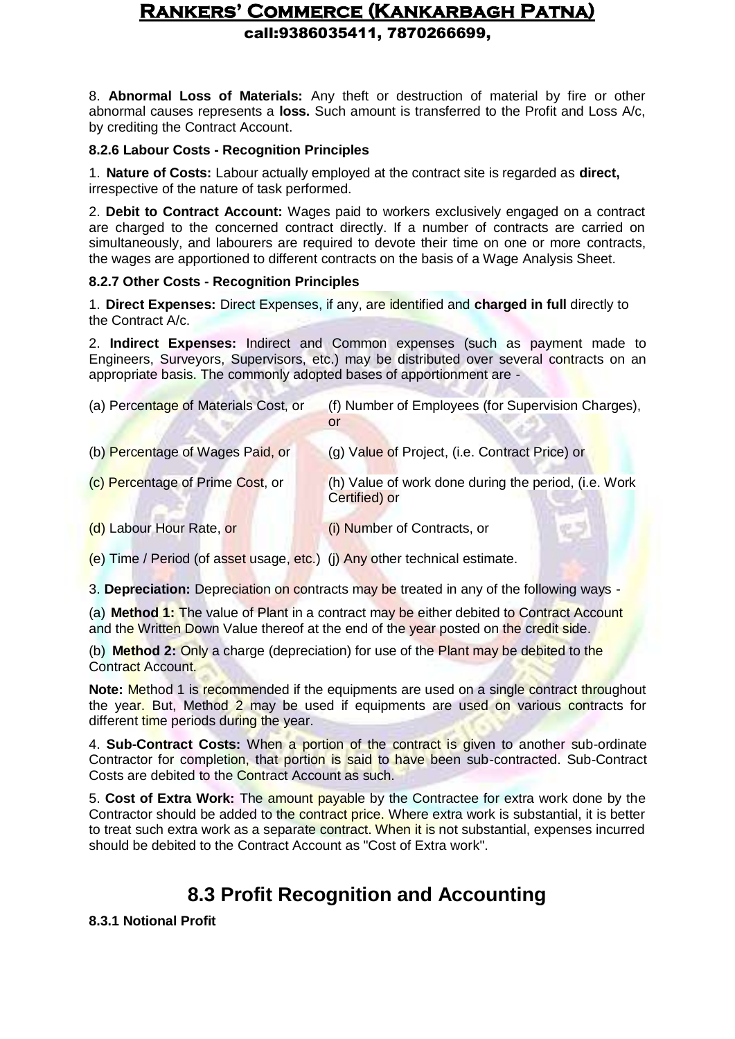8. **Abnormal Loss of Materials:** Any theft or destruction of material by fire or other abnormal causes represents a **loss.** Such amount is transferred to the Profit and Loss A/c, by crediting the Contract Account.

#### 8.2.6 Labour Costs - Recognition Principles

1. **Nature of Costs:** Labour actually employed at the contract site is regarded as **direct,** irrespective of the nature of task performed.

2. **Debit to Contract Account:** Wages paid to workers exclusively engaged on a contract are charged to the concerned contract directly. If a number of contracts are carried on simultaneously, and labourers are required to devote their time on one or more contracts, the wages are apportioned to different contracts on the basis of a Wage Analysis Sheet.

#### 8.2.7 Other Costs - Recognition Principles

1. **Direct Expenses:** Direct Expenses, if any, are identified and **charged in full** directly to the Contract A/c.

2. **Indirect Expenses:** Indirect and Common expenses (such as payment made to Engineers, Surveyors, Supervisors, etc.) may be distributed over several contracts on an appropriate basis. The commonly adopted bases of apportionment are -

(a) Percentage of Materials Cost, or

(b) Percentage of Wages Paid, or

(c) Percentage of Prime Cost, or

(d) Labour Hour Rate, or

(e) Time / Period (of asset usage, etc.)

(f) Number of Employees (for Supervision Charges), or

(g) Value of Project, (i.e. Contract Price) or

(h) Value of work done during the period, (i.e. Work Certified) or

(i) Number of Contracts, or

(j) Any other technical estimate.

3. **Depreciation:** Depreciation on contracts may be treated in any of the following ways -

(a) **Method 1:** The value of Plant in a contract may be either debited to Contract Account and the Written Down Value thereof at the end of the year posted on the credit side.

(b) **Method 2:** Only a charge (depreciation) for use of the Plant may be debited to the Contract Account.

**Note:** Method 1 is recommended if the equipments are used on a single contract throughout the year. But, Method 2 may be used if equipments are used on various contracts for different time periods during the year.

4. **Sub-Contract Costs:** When a portion of the contract is given to another sub-ordinate Contractor for completion, that portion is said to have been sub-contracted. Sub-Contract Costs are debited to the Contract Account as such.

5. **Cost of Extra Work:** The amount payable by the Contractee for extra work done by the Contractor should be added to the contract price. Where extra work is substantial, it is better to treat such extra work as a separate contract. When it is not substantial, expenses incurred should be debited to the Contract Account as "Cost of Extra work".

## 8.3 Profit Recognition and Accounting

#### 8.3.1 Notional Profit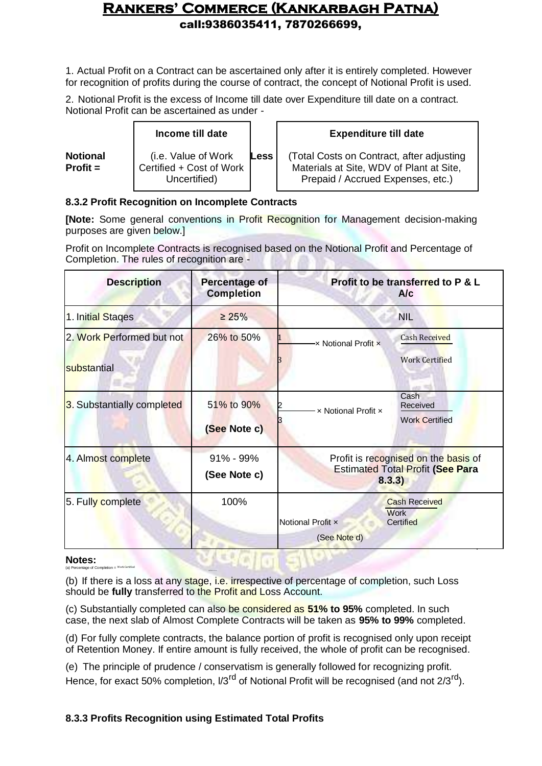1. Actual Profit on a Contract can be ascertained only after it is entirely completed. However for recognition of profits during the course of contract, the concept of Notional Profit is used.

2. Notional Profit is the excess of Income till date over Expenditure till date on a contract. Notional Profit can be ascertained as under -

| | Income till date | | Expenditure till date |
|---|---|---|---|
| **Notional Profit =** | (i.e. Value of Work Certified + Cost of Work Uncertified) | **Less** | (Total Costs on Contract, after adjusting Materials at Site, WDV of Plant at Site, Prepaid / Accrued Expenses, etc.) |

### 8.3.2 Profit Recognition on Incomplete Contracts

**[Note:** Some general conventions in Profit Recognition for Management decision-making purposes are given below.]

Profit on Incomplete Contracts is recognised based on the Notional Profit and Percentage of Completion. The rules of recognition are -

| Description | Percentage of Completion | Profit to be transferred to P & L A/c |
|---|---|---|
| 1. Initial Stages | ≥ 25% | NIL |
| 2. Work Performed but not substantial | 26% to 50% | $\frac{1}{3} \times$ Notional Profit $\times \frac{\text{Cash Received}}{\text{Work Certified}}$ |
| 3. Substantially completed | 51% to 90% **(See Note c)** | $\frac{2}{3} \times$ Notional Profit $\times \frac{\text{Cash Received}}{\text{Work Certified}}$ |
| 4. Almost complete | 91% - 99% **(See Note c)** | Profit is recognised on the basis of Estimated Total Profit **(See Para 8.3.3)** |
| 5. Fully complete | 100% | Notional Profit $\times \frac{\text{Cash Received}}{\text{Work Certified}}$ (See Note d) |

**Notes:**

(a) Percentage of Completion = Work Certified

(b) If there is a loss at any stage, i.e. irrespective of percentage of completion, such Loss should be **fully** transferred to the Profit and Loss Account.

(c) Substantially completed can also be considered as **51% to 95%** completed. In such case, the next slab of Almost Complete Contracts will be taken as **95% to 99%** completed.

(d) For fully complete contracts, the balance portion of profit is recognised only upon receipt of Retention Money. If entire amount is fully received, the whole of profit can be recognised.

(e) The principle of prudence / conservatism is generally followed for recognizing profit. Hence, for exact 50% completion, 1/3rd of Notional Profit will be recognised (and not 2/3rd).

### 8.3.3 Profits Recognition using Estimated Total Profits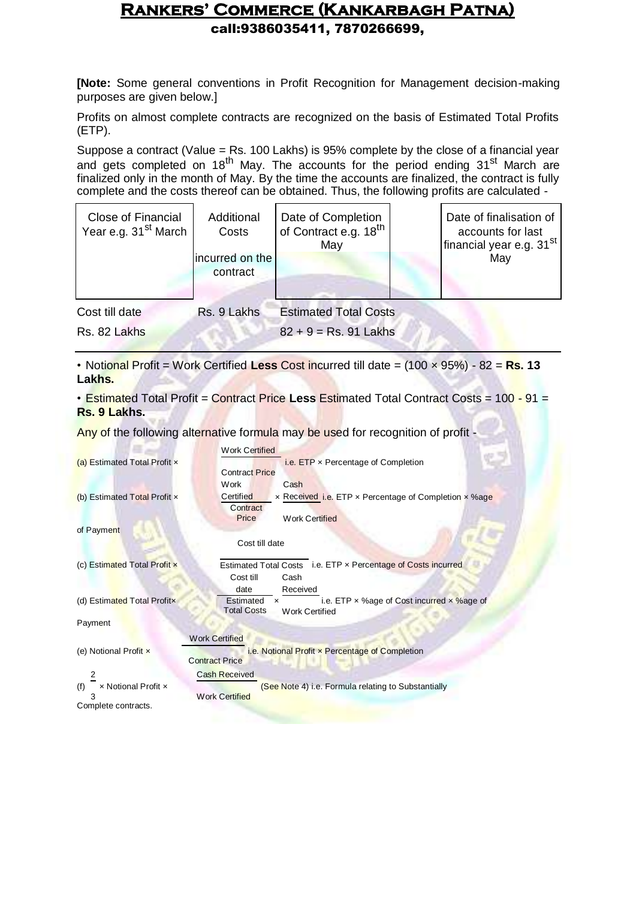**[Note:** Some general conventions in Profit Recognition for Management decision-making purposes are given below.]

Profits on almost complete contracts are recognized on the basis of Estimated Total Profits (ETP).

Suppose a contract (Value = Rs. 100 Lakhs) is 95% complete by the close of a financial year and gets completed on 18th May. The accounts for the period ending 31st March are finalized only in the month of May. By the time the accounts are finalized, the contract is fully complete and the costs thereof can be obtained. Thus, the following profits are calculated -

| Close of Financial Year e.g. 31st March | Additional Costs incurred on the contract | Date of Completion of Contract e.g. 18th May | | Date of finalisation of accounts for last financial year e.g. 31st May |
|---|---|---|---|---|
| Cost till date | Rs. 9 Lakhs | Estimated Total Costs | | |
| Rs. 82 Lakhs | | 82 + 9 = Rs. 91 Lakhs | | |

- Notional Profit = Work Certified **Less** Cost incurred till date = (100 × 95%) - 82 = **Rs. 13 Lakhs.**
- Estimated Total Profit = Contract Price **Less** Estimated Total Contract Costs = 100 - 91 = **Rs. 9 Lakhs.**

Any of the following alternative formula may be used for recognition of profit -

(a) Estimated Total Profit × $\frac{\text{Work Certified}}{\text{Contract Price}}$ i.e. ETP × Percentage of Completion

(b) Estimated Total Profit × $\frac{\text{Work Certified}}{\text{Contract Price}} \times \frac{\text{Cash Received}}{\text{Work Certified}}$ i.e. ETP × Percentage of Completion × %age of Payment

(c) Estimated Total Profit × $\frac{\text{Cost till date}}{\text{Estimated Total Costs}}$ i.e. ETP × Percentage of Costs incurred

(d) Estimated Total Profit× $\frac{\text{Cost till date}}{\text{Estimated Total Costs}} \times \frac{\text{Cash Received}}{\text{Work Certified}}$ i.e. ETP × %age of Cost incurred × %age of Payment

(e) Notional Profit × $\frac{\text{Work Certified}}{\text{Contract Price}}$ i.e. Notional Profit × Percentage of Completion

(f) $\frac{2}{3}$ × Notional Profit × $\frac{\text{Cash Received}}{\text{Work Certified}}$ (See Note 4) i.e. Formula relating to Substantially Complete contracts.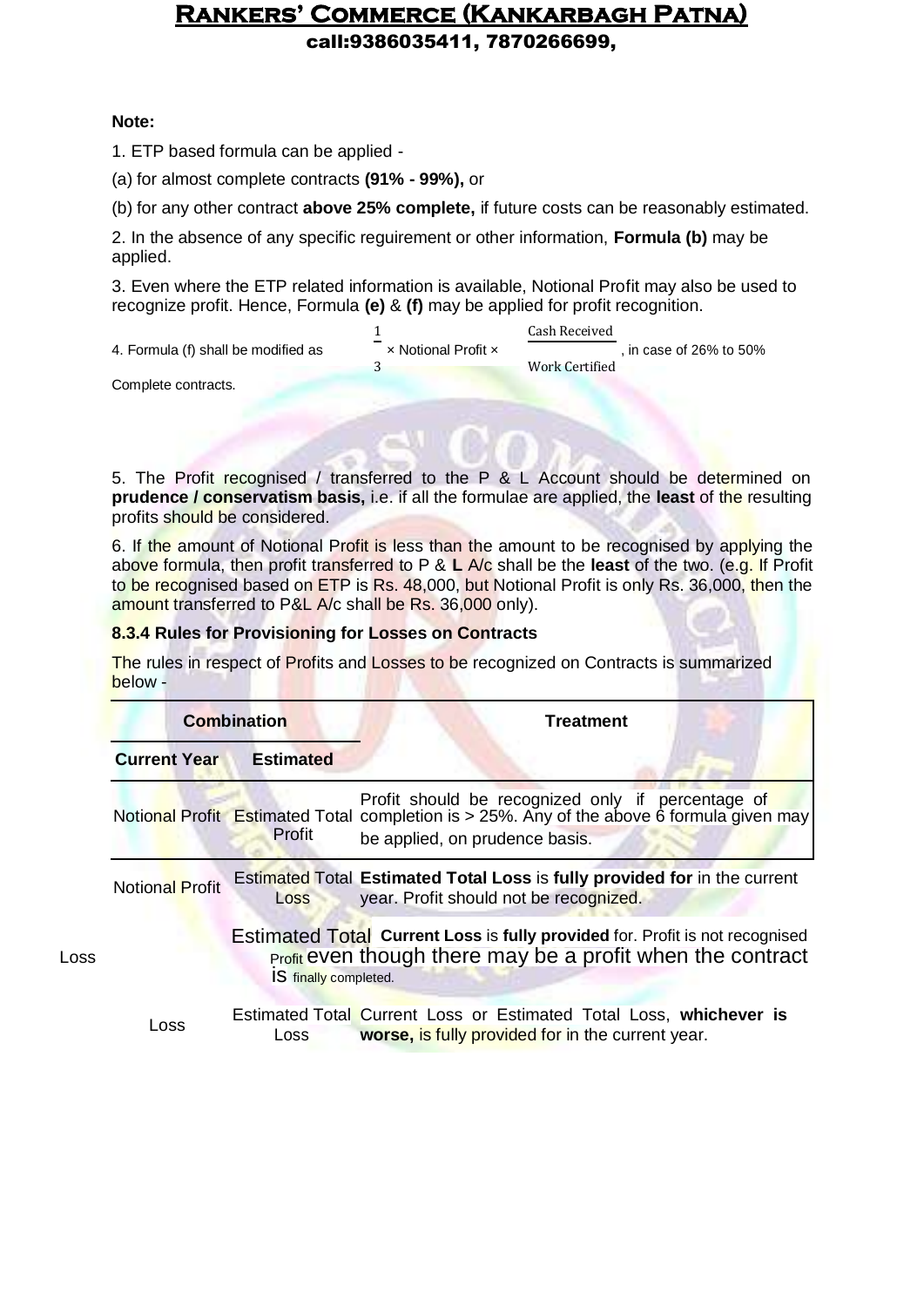**Note:**

1. ETP based formula can be applied -

(a) for almost complete contracts **(91% - 99%),** or

(b) for any other contract **above 25% complete,** if future costs can be reasonably estimated.

2. In the absence of any specific reguirement or other information, **Formula (b)** may be applied.

3. Even where the ETP related information is available, Notional Profit may also be used to recognize profit. Hence, Formula **(e)** & **(f)** may be applied for profit recognition.

4. Formula (f) shall be modified as $\frac{1}{3} \times \text{Notional Profit} \times \frac{\text{Cash Received}}{\text{Work Certified}}$, in case of 26% to 50% Complete contracts.

5. The Profit recognised / transferred to the P & L Account should be determined on **prudence / conservatism basis,** i.e. if all the formulae are applied, the **least** of the resulting profits should be considered.

6. If the amount of Notional Profit is less than the amount to be recognised by applying the above formula, then profit transferred to P & **L** A/c shall be the **least** of the two. (e.g. If Profit to be recognised based on ETP is Rs. 48,000, but Notional Profit is only Rs. 36,000, then the amount transferred to P&L A/c shall be Rs. 36,000 only).

### 8.3.4 Rules for Provisioning for Losses on Contracts

The rules in respect of Profits and Losses to be recognized on Contracts is summarized below -

| Combination | | Treatment |
|---|---|---|
| **Current Year** | **Estimated** | |
| Notional Profit | Estimated Total Profit | Profit should be recognized only if percentage of completion is > 25%. Any of the above 6 formula given may be applied, on prudence basis. |
| Notional Profit | Estimated Total Loss | **Estimated Total Loss** is **fully provided for** in the current year. Profit should not be recognized. |
| Loss | Estimated Total Profit | **Current Loss** is **fully provided** for. Profit is not recognised even though there may be a profit when the contract is finally completed. |
| Loss | Estimated Total Loss | Current Loss or Estimated Total Loss, **whichever is worse,** is fully provided for in the current year. |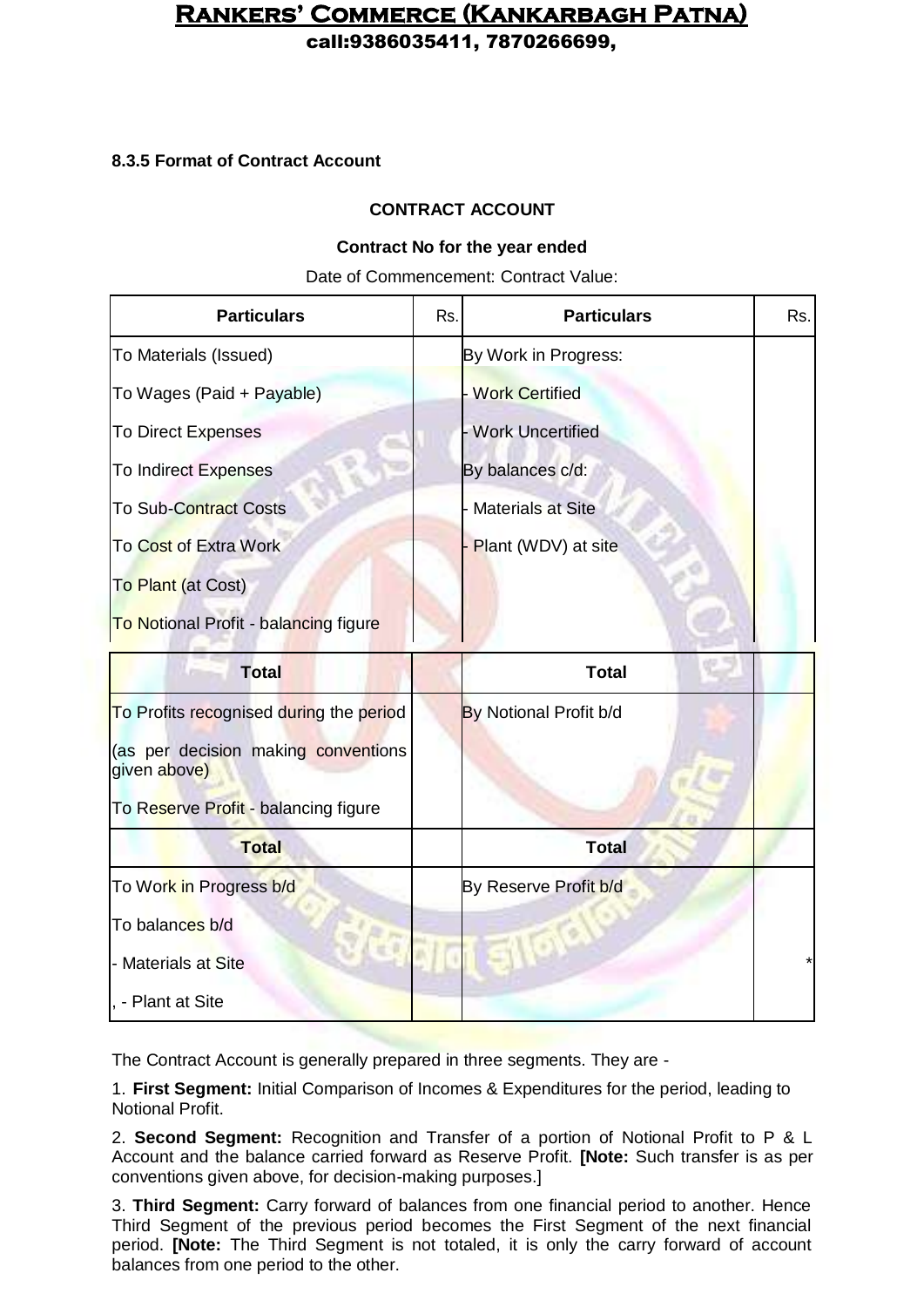#### 8.3.5 Format of Contract Account

**CONTRACT ACCOUNT**

**Contract No for the year ended**

Date of Commencement: Contract Value:

| Particulars | Rs. | Particulars | Rs. |
|---|---|---|---|
| To Materials (Issued) | | By Work in Progress: | |
| To Wages (Paid + Payable) | | - Work Certified | |
| To Direct Expenses | | - Work Uncertified | |
| To Indirect Expenses | | By balances c/d: | |
| To Sub-Contract Costs | | - Materials at Site | |
| To Cost of Extra Work | | - Plant (WDV) at site | |
| To Plant (at Cost) | | | |
| To Notional Profit - balancing figure | | | |
| **Total** | | **Total** | |
| To Profits recognised during the period | | By Notional Profit b/d | |
| (as per decision making conventions given above) | | | |
| To Reserve Profit - balancing figure | | | |
| **Total** | | **Total** | |
| To Work in Progress b/d | | By Reserve Profit b/d | |
| To balances b/d | | | |
| - Materials at Site | | | * |
| , - Plant at Site | | | |

The Contract Account is generally prepared in three segments. They are -

1. **First Segment:** Initial Comparison of Incomes & Expenditures for the period, leading to Notional Profit.

2. **Second Segment:** Recognition and Transfer of a portion of Notional Profit to P & L Account and the balance carried forward as Reserve Profit. **[Note:** Such transfer is as per conventions given above, for decision-making purposes.]

3. **Third Segment:** Carry forward of balances from one financial period to another. Hence Third Segment of the previous period becomes the First Segment of the next financial period. **[Note:** The Third Segment is not totaled, it is only the carry forward of account balances from one period to the other.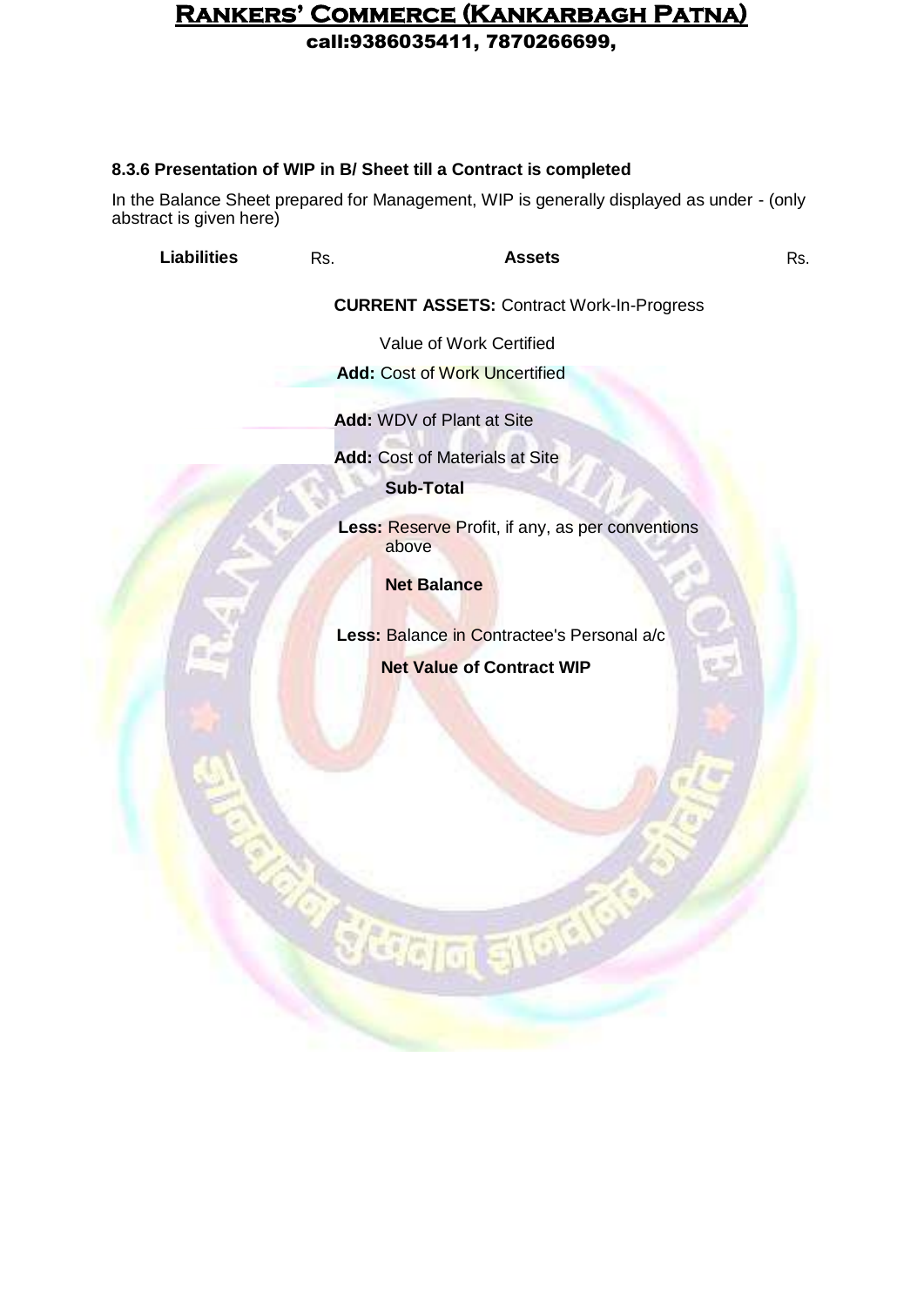### 8.3.6 Presentation of WIP in B/ Sheet till a Contract is completed

In the Balance Sheet prepared for Management, WIP is generally displayed as under - (only abstract is given here)

| Liabilities | Rs. | Assets | Rs. |
|---|---|---|---|
| | | **CURRENT ASSETS:** Contract Work-In-Progress | |
| | | Value of Work Certified | |
| | | **Add:** Cost of Work Uncertified | |
| | | **Add:** WDV of Plant at Site | |
| | | **Add:** Cost of Materials at Site | |
| | | **Sub-Total** | |
| | | **Less:** Reserve Profit, if any, as per conventions above | |
| | | **Net Balance** | |
| | | **Less:** Balance in Contractee's Personal a/c | |
| | | **Net Value of Contract WIP** | |